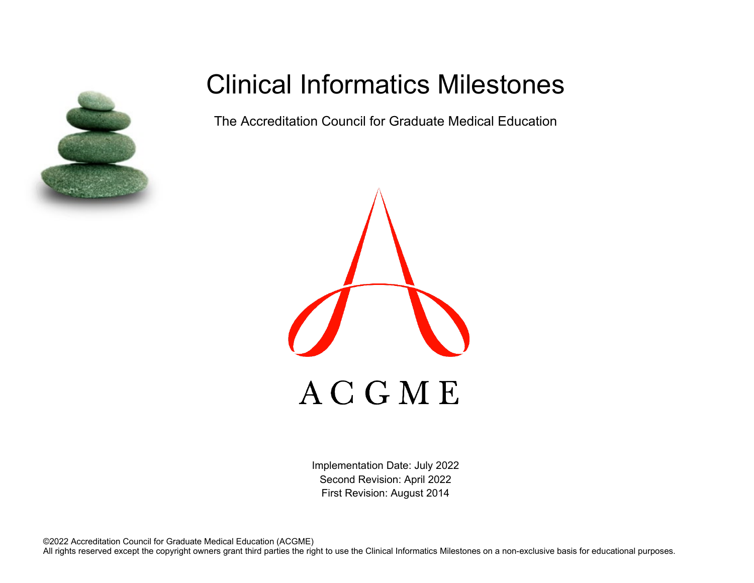# Clinical Informatics Milestones

The Accreditation Council for Graduate Medical Education

ACGME

Implementation Date: July 2022
Second Revision: April 2022
First Revision: August 2014

©2022 Accreditation Council for Graduate Medical Education (ACGME)
All rights reserved except the copyright owners grant third parties the right to use the Clinical Informatics Milestones on a non-exclusive basis for educational purposes.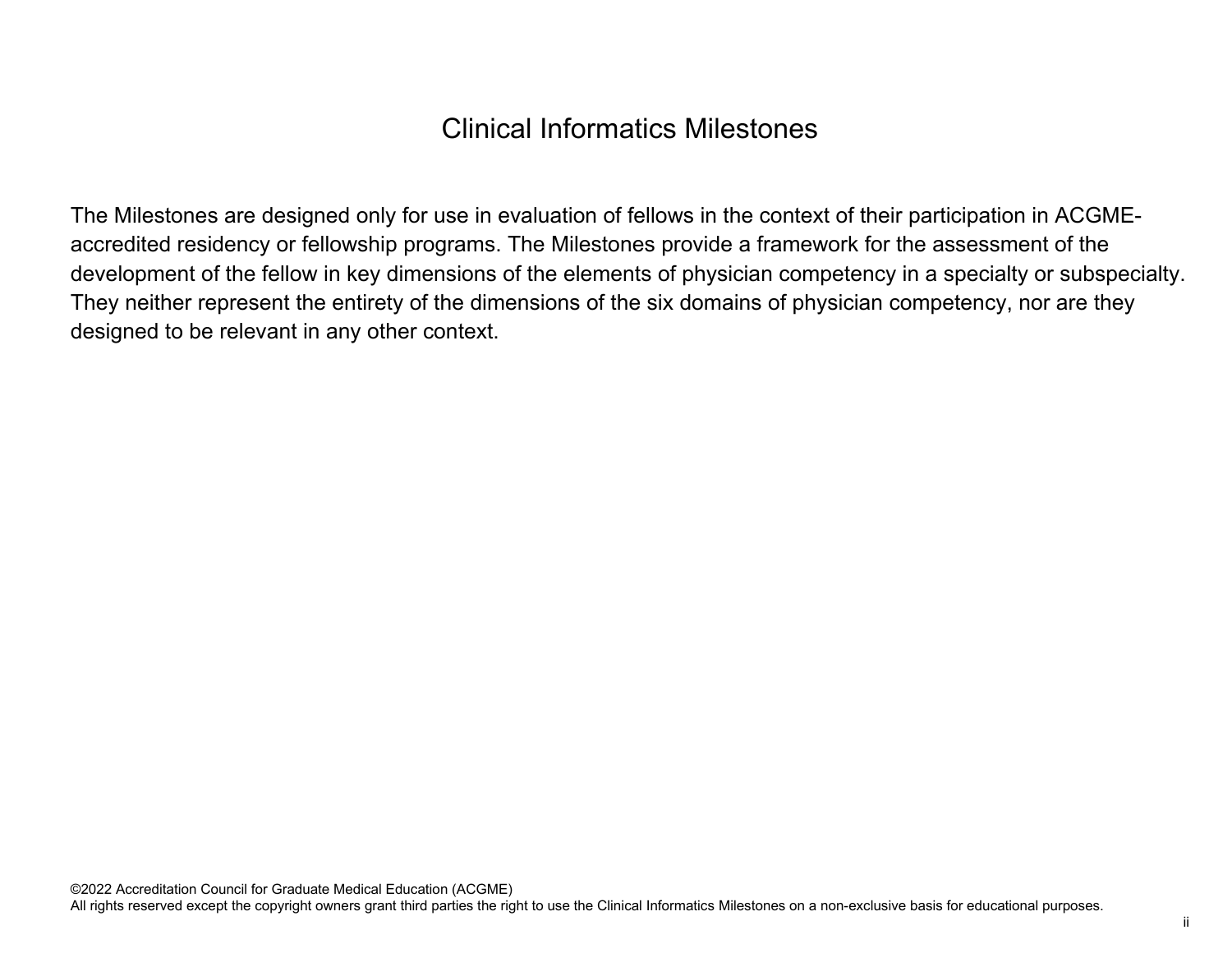# Clinical Informatics Milestones

The Milestones are designed only for use in evaluation of fellows in the context of their participation in ACGME-accredited residency or fellowship programs. The Milestones provide a framework for the assessment of the development of the fellow in key dimensions of the elements of physician competency in a specialty or subspecialty. They neither represent the entirety of the dimensions of the six domains of physician competency, nor are they designed to be relevant in any other context.

©2022 Accreditation Council for Graduate Medical Education (ACGME)
All rights reserved except the copyright owners grant third parties the right to use the Clinical Informatics Milestones on a non-exclusive basis for educational purposes.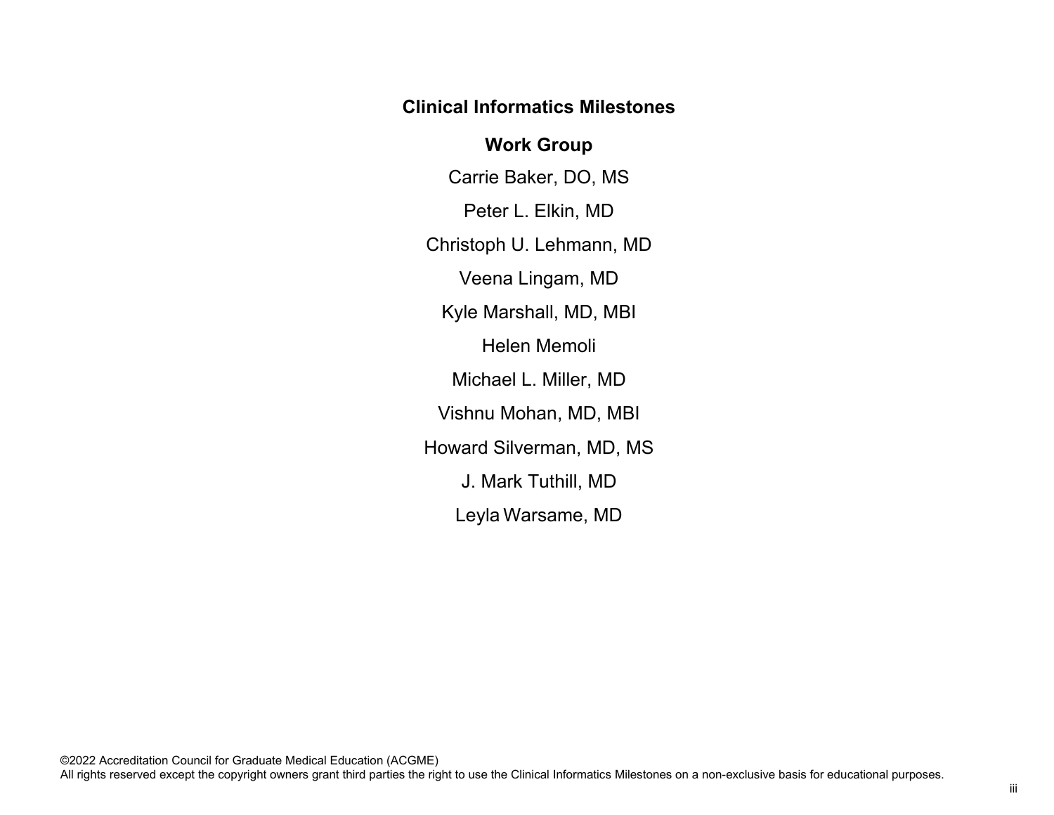# Clinical Informatics Milestones

## Work Group

Carrie Baker, DO, MS

Peter L. Elkin, MD

Christoph U. Lehmann, MD

Veena Lingam, MD

Kyle Marshall, MD, MBI

Helen Memoli

Michael L. Miller, MD

Vishnu Mohan, MD, MBI

Howard Silverman, MD, MS

J. Mark Tuthill, MD

Leyla Warsame, MD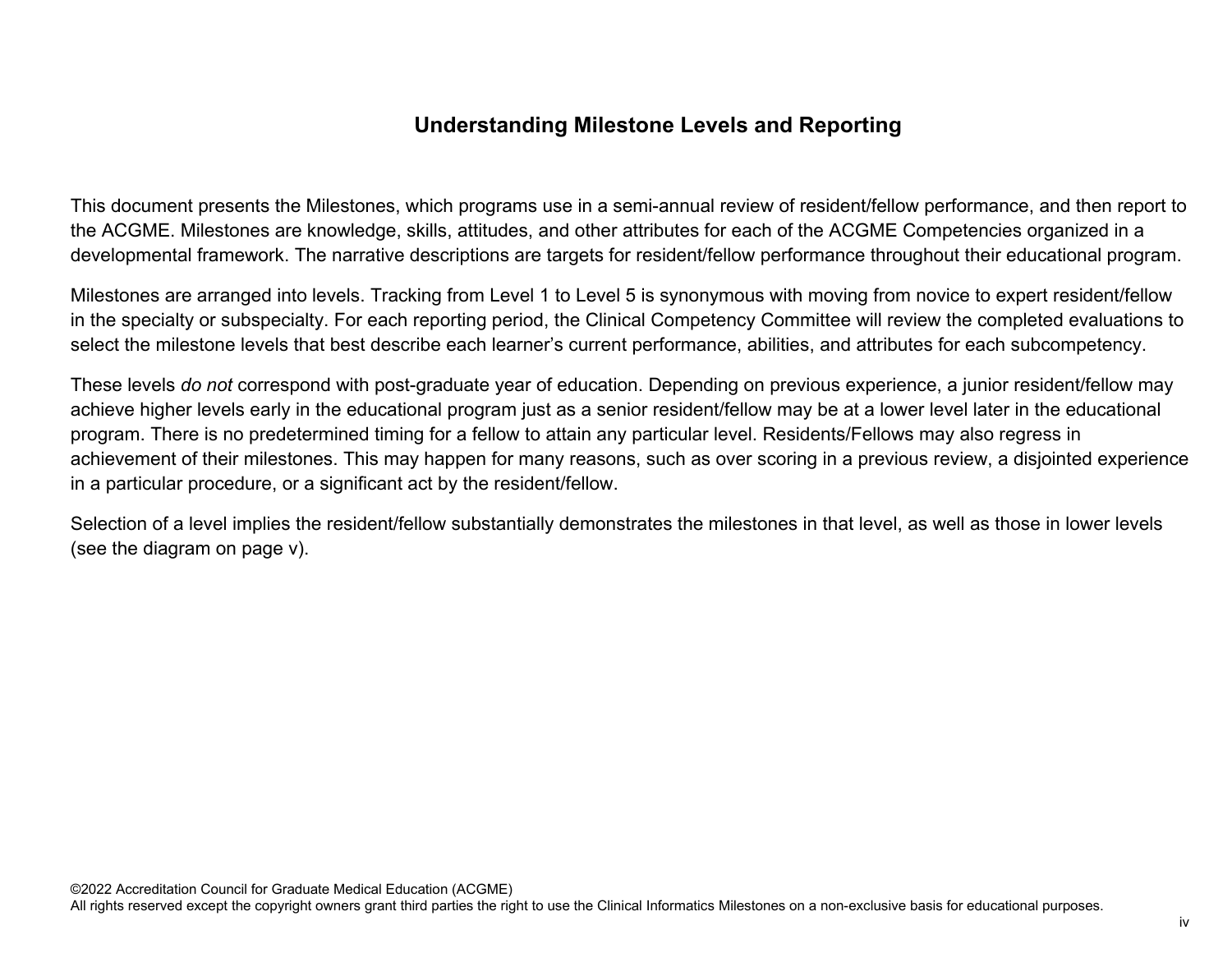# Understanding Milestone Levels and Reporting

This document presents the Milestones, which programs use in a semi-annual review of resident/fellow performance, and then report to the ACGME. Milestones are knowledge, skills, attitudes, and other attributes for each of the ACGME Competencies organized in a developmental framework. The narrative descriptions are targets for resident/fellow performance throughout their educational program.

Milestones are arranged into levels. Tracking from Level 1 to Level 5 is synonymous with moving from novice to expert resident/fellow in the specialty or subspecialty. For each reporting period, the Clinical Competency Committee will review the completed evaluations to select the milestone levels that best describe each learner's current performance, abilities, and attributes for each subcompetency.

These levels *do not* correspond with post-graduate year of education. Depending on previous experience, a junior resident/fellow may achieve higher levels early in the educational program just as a senior resident/fellow may be at a lower level later in the educational program. There is no predetermined timing for a fellow to attain any particular level. Residents/Fellows may also regress in achievement of their milestones. This may happen for many reasons, such as over scoring in a previous review, a disjointed experience in a particular procedure, or a significant act by the resident/fellow.

Selection of a level implies the resident/fellow substantially demonstrates the milestones in that level, as well as those in lower levels (see the diagram on page v).

©2022 Accreditation Council for Graduate Medical Education (ACGME)
All rights reserved except the copyright owners grant third parties the right to use the Clinical Informatics Milestones on a non-exclusive basis for educational purposes.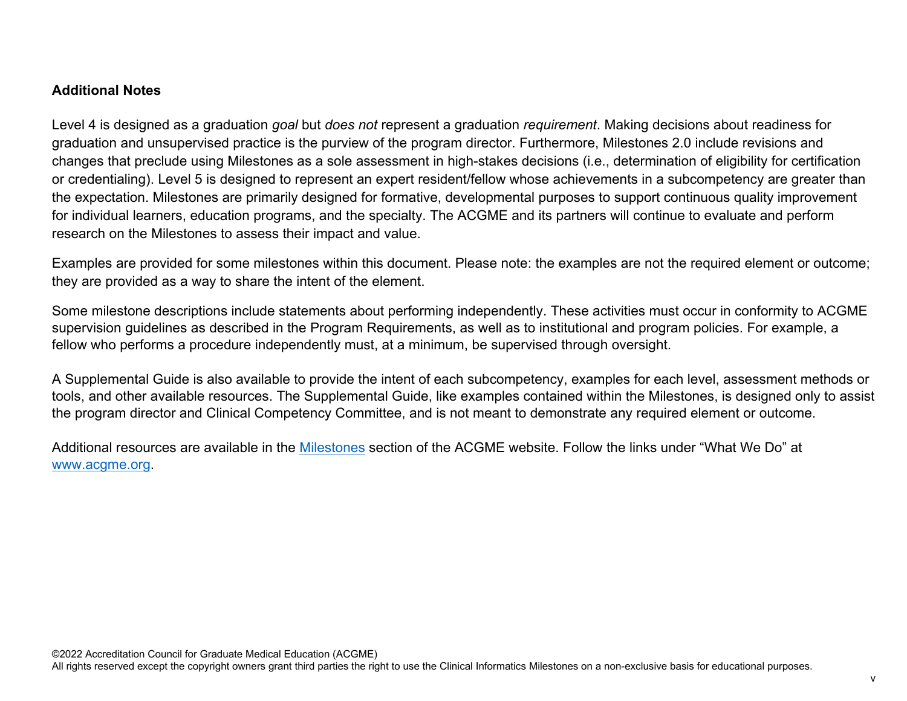**Additional Notes**

Level 4 is designed as a graduation *goal* but *does not* represent a graduation *requirement*. Making decisions about readiness for graduation and unsupervised practice is the purview of the program director. Furthermore, Milestones 2.0 include revisions and changes that preclude using Milestones as a sole assessment in high-stakes decisions (i.e., determination of eligibility for certification or credentialing). Level 5 is designed to represent an expert resident/fellow whose achievements in a subcompetency are greater than the expectation. Milestones are primarily designed for formative, developmental purposes to support continuous quality improvement for individual learners, education programs, and the specialty. The ACGME and its partners will continue to evaluate and perform research on the Milestones to assess their impact and value.

Examples are provided for some milestones within this document. Please note: the examples are not the required element or outcome; they are provided as a way to share the intent of the element.

Some milestone descriptions include statements about performing independently. These activities must occur in conformity to ACGME supervision guidelines as described in the Program Requirements, as well as to institutional and program policies. For example, a fellow who performs a procedure independently must, at a minimum, be supervised through oversight.

A Supplemental Guide is also available to provide the intent of each subcompetency, examples for each level, assessment methods or tools, and other available resources. The Supplemental Guide, like examples contained within the Milestones, is designed only to assist the program director and Clinical Competency Committee, and is not meant to demonstrate any required element or outcome.

Additional resources are available in the [Milestones](https://www.acgme.org) section of the ACGME website. Follow the links under "What We Do" at [www.acgme.org](http://www.acgme.org).

©2022 Accreditation Council for Graduate Medical Education (ACGME)
All rights reserved except the copyright owners grant third parties the right to use the Clinical Informatics Milestones on a non-exclusive basis for educational purposes.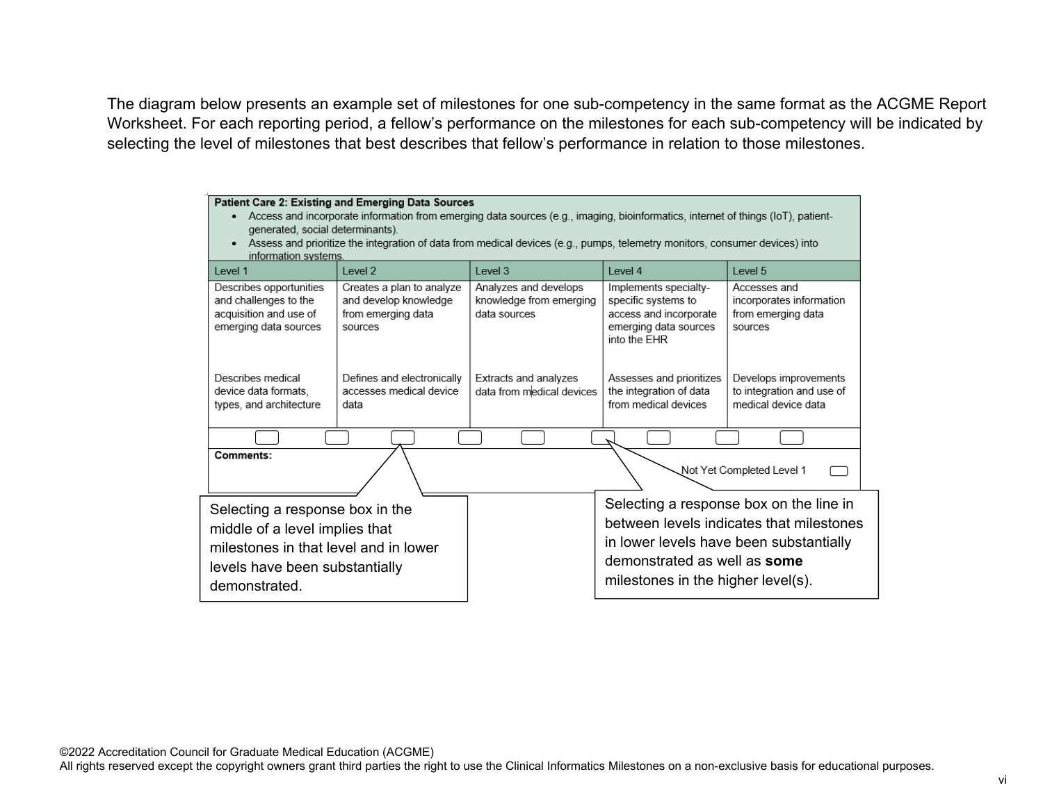The diagram below presents an example set of milestones for one sub-competency in the same format as the ACGME Report Worksheet. For each reporting period, a fellow's performance on the milestones for each sub-competency will be indicated by selecting the level of milestones that best describes that fellow's performance in relation to those milestones.

**Patient Care 2: Existing and Emerging Data Sources**

- Access and incorporate information from emerging data sources (e.g., imaging, bioinformatics, internet of things (IoT), patient-generated, social determinants).
- Assess and prioritize the integration of data from medical devices (e.g., pumps, telemetry monitors, consumer devices) into information systems.

| Level 1 | Level 2 | Level 3 | Level 4 | Level 5 |
|---|---|---|---|---|
| Describes opportunities and challenges to the acquisition and use of emerging data sources | Creates a plan to analyze and develop knowledge from emerging data sources | Analyzes and develops knowledge from emerging data sources | Implements specialty-specific systems to access and incorporate emerging data sources into the EHR | Accesses and incorporates information from emerging data sources |
| Describes medical device data formats, types, and architecture | Defines and electronically accesses medical device data | Extracts and analyzes data from medical devices | Assesses and prioritizes the integration of data from medical devices | Develops improvements to integration and use of medical device data |

**Comments:**

Not Yet Completed Level 1

Selecting a response box in the middle of a level implies that milestones in that level and in lower levels have been substantially demonstrated.

Selecting a response box on the line in between levels indicates that milestones in lower levels have been substantially demonstrated as well as **some** milestones in the higher level(s).

©2022 Accreditation Council for Graduate Medical Education (ACGME)
All rights reserved except the copyright owners grant third parties the right to use the Clinical Informatics Milestones on a non-exclusive basis for educational purposes.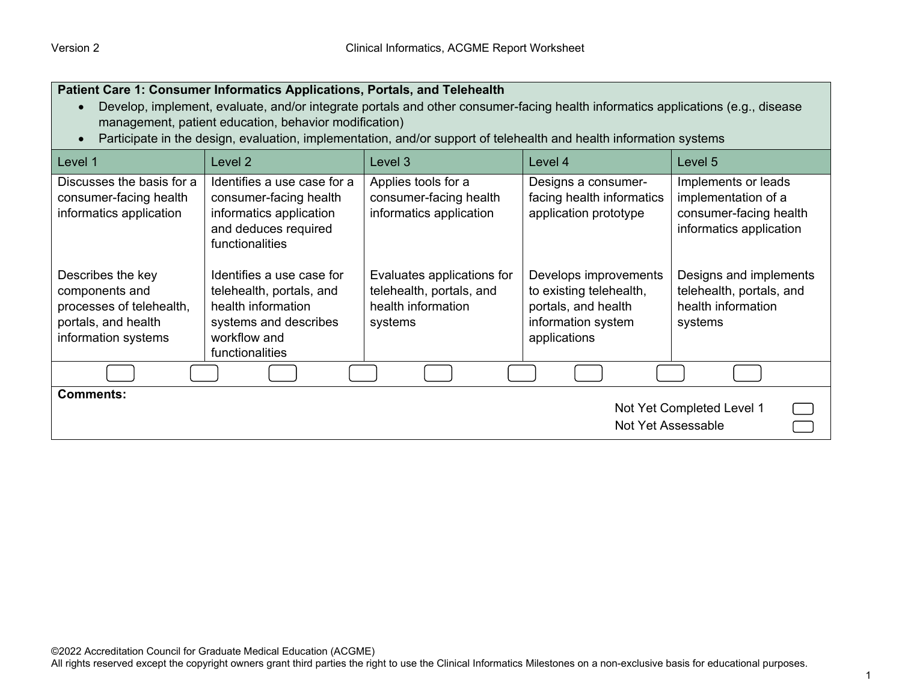**Patient Care 1: Consumer Informatics Applications, Portals, and Telehealth**

- Develop, implement, evaluate, and/or integrate portals and other consumer-facing health informatics applications (e.g., disease management, patient education, behavior modification)
- Participate in the design, evaluation, implementation, and/or support of telehealth and health information systems

| Level 1 | Level 2 | Level 3 | Level 4 | Level 5 |
|---|---|---|---|---|
| Discusses the basis for a consumer-facing health informatics application | Identifies a use case for a consumer-facing health informatics application and deduces required functionalities | Applies tools for a consumer-facing health informatics application | Designs a consumer-facing health informatics application prototype | Implements or leads implementation of a consumer-facing health informatics application |
| Describes the key components and processes of telehealth, portals, and health information systems | Identifies a use case for telehealth, portals, and health information systems and describes workflow and functionalities | Evaluates applications for telehealth, portals, and health information systems | Develops improvements to existing telehealth, portals, and health information system applications | Designs and implements telehealth, portals, and health information systems |

**Comments:**

Not Yet Completed Level 1

Not Yet Assessable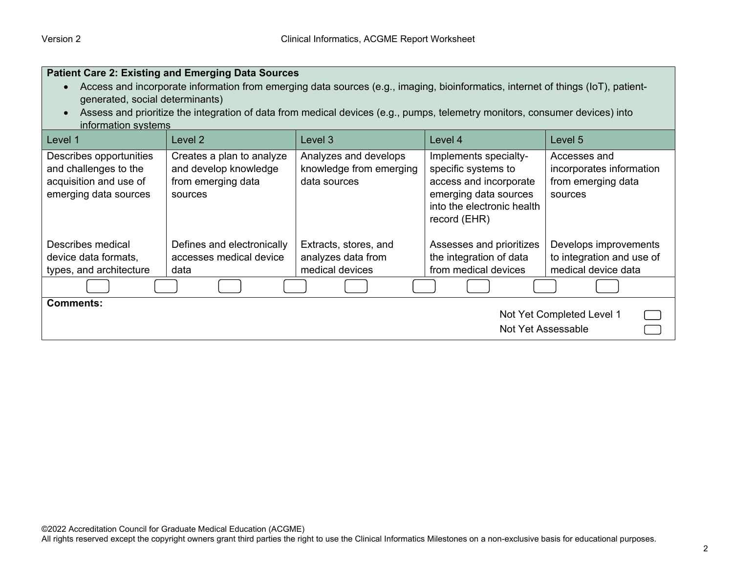**Patient Care 2: Existing and Emerging Data Sources**

- Access and incorporate information from emerging data sources (e.g., imaging, bioinformatics, internet of things (IoT), patient-generated, social determinants)
- Assess and prioritize the integration of data from medical devices (e.g., pumps, telemetry monitors, consumer devices) into information systems

| Level 1 | Level 2 | Level 3 | Level 4 | Level 5 |
|---|---|---|---|---|
| Describes opportunities and challenges to the acquisition and use of emerging data sources | Creates a plan to analyze and develop knowledge from emerging data sources | Analyzes and develops knowledge from emerging data sources | Implements specialty-specific systems to access and incorporate emerging data sources into the electronic health record (EHR) | Accesses and incorporates information from emerging data sources |
| Describes medical device data formats, types, and architecture | Defines and electronically accesses medical device data | Extracts, stores, and analyzes data from medical devices | Assesses and prioritizes the integration of data from medical devices | Develops improvements to integration and use of medical device data |

**Comments:**

Not Yet Completed Level 1

Not Yet Assessable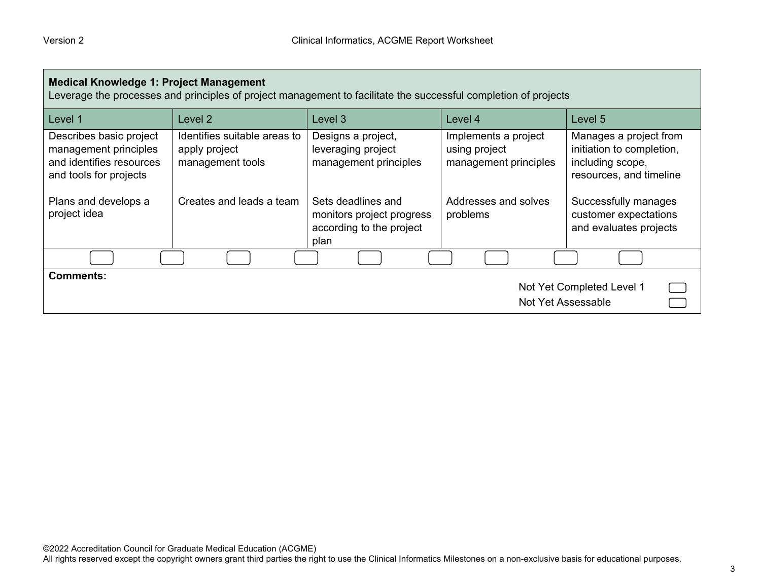**Medical Knowledge 1: Project Management**
Leverage the processes and principles of project management to facilitate the successful completion of projects

| Level 1 | Level 2 | Level 3 | Level 4 | Level 5 |
|---|---|---|---|---|
| Describes basic project management principles and identifies resources and tools for projects | Identifies suitable areas to apply project management tools | Designs a project, leveraging project management principles | Implements a project using project management principles | Manages a project from initiation to completion, including scope, resources, and timeline |
| Plans and develops a project idea | Creates and leads a team | Sets deadlines and monitors project progress according to the project plan | Addresses and solves problems | Successfully manages customer expectations and evaluates projects |

**Comments:**

Not Yet Completed Level 1

Not Yet Assessable

©2022 Accreditation Council for Graduate Medical Education (ACGME)
All rights reserved except the copyright owners grant third parties the right to use the Clinical Informatics Milestones on a non-exclusive basis for educational purposes.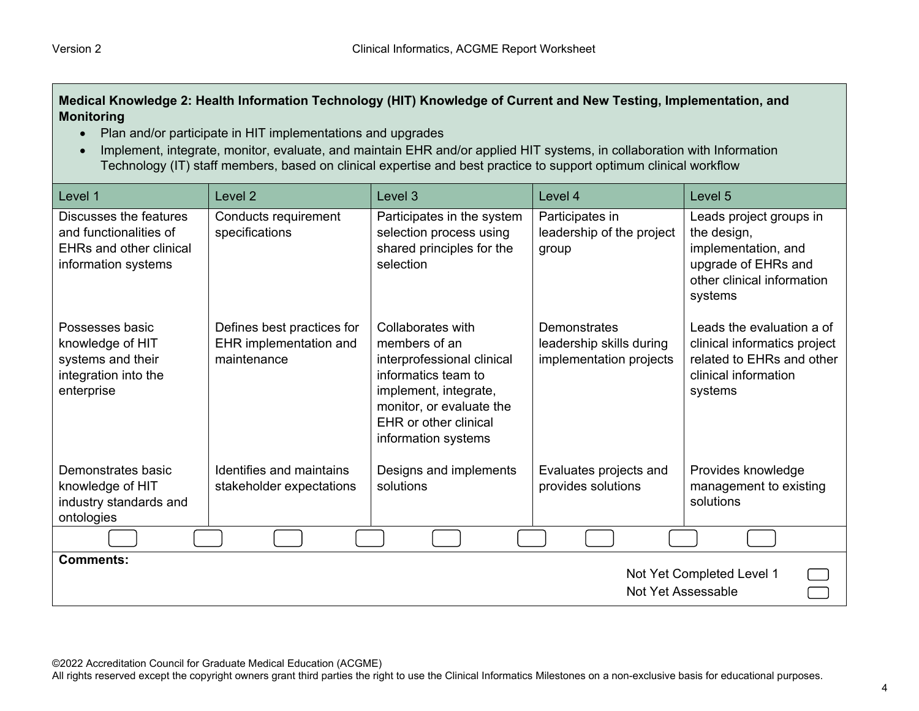**Medical Knowledge 2: Health Information Technology (HIT) Knowledge of Current and New Testing, Implementation, and Monitoring**

- Plan and/or participate in HIT implementations and upgrades
- Implement, integrate, monitor, evaluate, and maintain EHR and/or applied HIT systems, in collaboration with Information Technology (IT) staff members, based on clinical expertise and best practice to support optimum clinical workflow

| Level 1 | Level 2 | Level 3 | Level 4 | Level 5 |
|---|---|---|---|---|
| Discusses the features and functionalities of EHRs and other clinical information systems | Conducts requirement specifications | Participates in the system selection process using shared principles for the selection | Participates in leadership of the project group | Leads project groups in the design, implementation, and upgrade of EHRs and other clinical information systems |
| Possesses basic knowledge of HIT systems and their integration into the enterprise | Defines best practices for EHR implementation and maintenance | Collaborates with members of an interprofessional clinical informatics team to implement, integrate, monitor, or evaluate the EHR or other clinical information systems | Demonstrates leadership skills during implementation projects | Leads the evaluation a of clinical informatics project related to EHRs and other clinical information systems |
| Demonstrates basic knowledge of HIT industry standards and ontologies | Identifies and maintains stakeholder expectations | Designs and implements solutions | Evaluates projects and provides solutions | Provides knowledge management to existing solutions |

**Comments:**

Not Yet Completed Level 1

Not Yet Assessable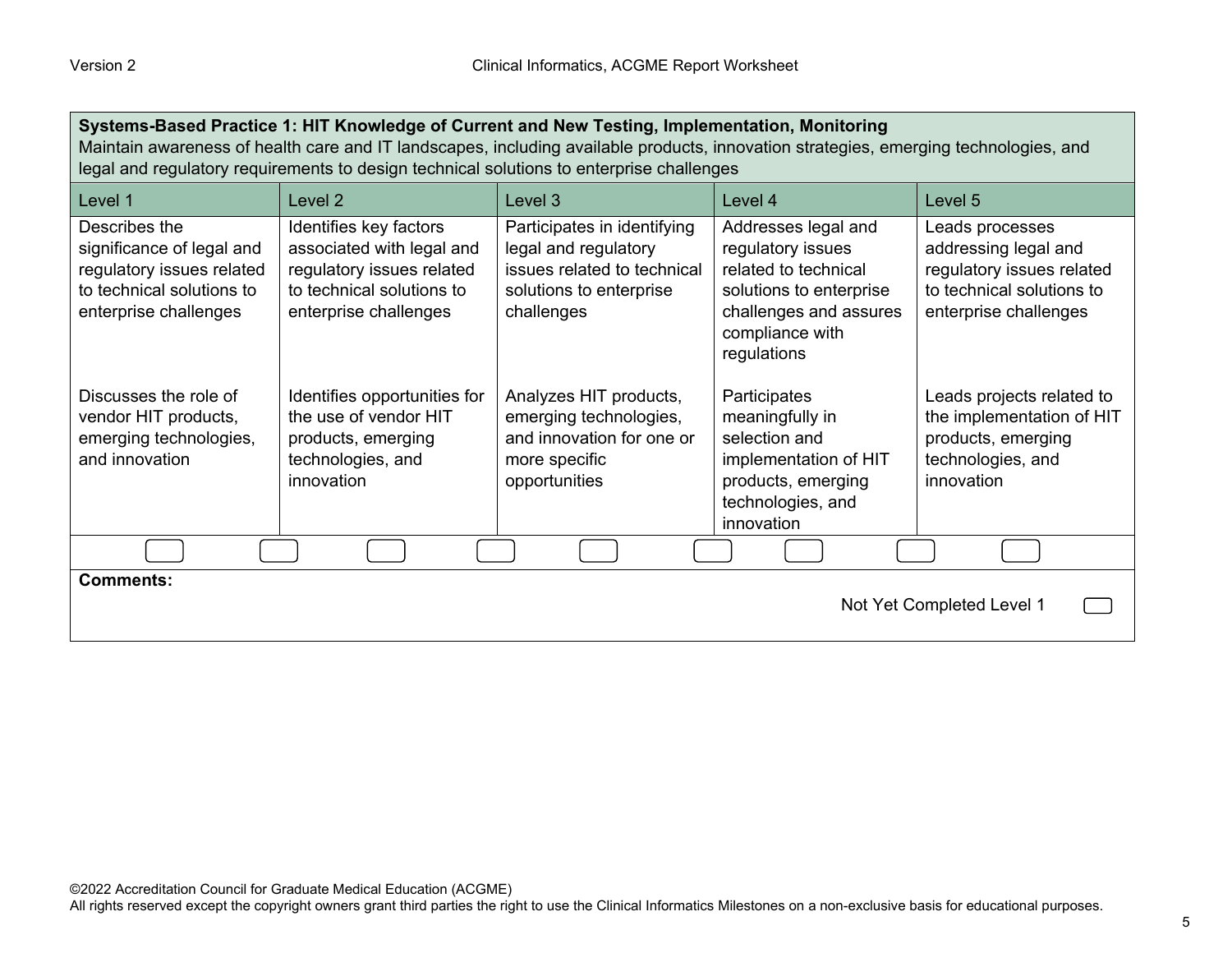**Systems-Based Practice 1: HIT Knowledge of Current and New Testing, Implementation, Monitoring**
Maintain awareness of health care and IT landscapes, including available products, innovation strategies, emerging technologies, and legal and regulatory requirements to design technical solutions to enterprise challenges

| Level 1 | Level 2 | Level 3 | Level 4 | Level 5 |
|---|---|---|---|---|
| Describes the significance of legal and regulatory issues related to technical solutions to enterprise challenges | Identifies key factors associated with legal and regulatory issues related to technical solutions to enterprise challenges | Participates in identifying legal and regulatory issues related to technical solutions to enterprise challenges | Addresses legal and regulatory issues related to technical solutions to enterprise challenges and assures compliance with regulations | Leads processes addressing legal and regulatory issues related to technical solutions to enterprise challenges |
| Discusses the role of vendor HIT products, emerging technologies, and innovation | Identifies opportunities for the use of vendor HIT products, emerging technologies, and innovation | Analyzes HIT products, emerging technologies, and innovation for one or more specific opportunities | Participates meaningfully in selection and implementation of HIT products, emerging technologies, and innovation | Leads projects related to the implementation of HIT products, emerging technologies, and innovation |

**Comments:**

Not Yet Completed Level 1

©2022 Accreditation Council for Graduate Medical Education (ACGME)
All rights reserved except the copyright owners grant third parties the right to use the Clinical Informatics Milestones on a non-exclusive basis for educational purposes.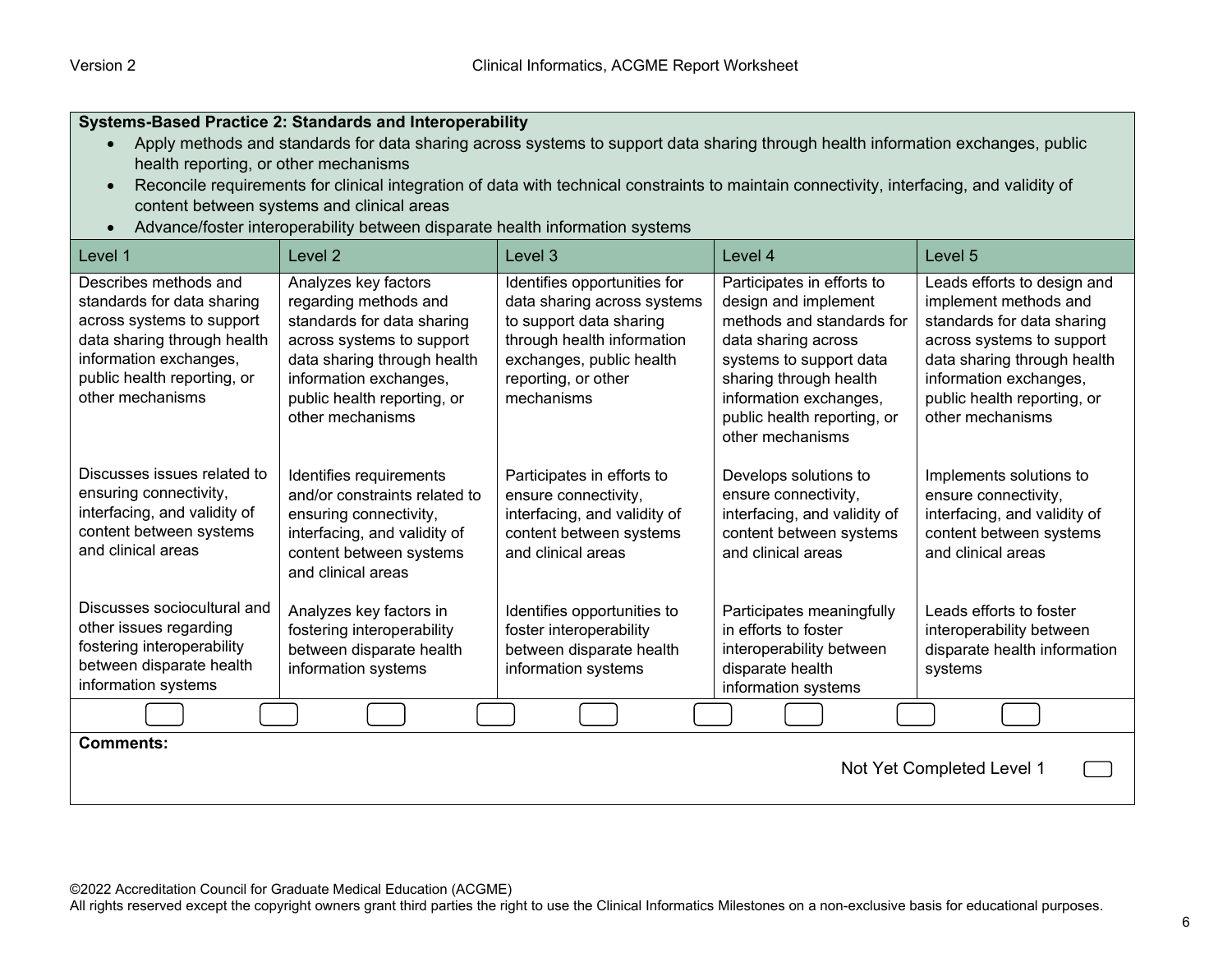**Systems-Based Practice 2: Standards and Interoperability**

- Apply methods and standards for data sharing across systems to support data sharing through health information exchanges, public health reporting, or other mechanisms
- Reconcile requirements for clinical integration of data with technical constraints to maintain connectivity, interfacing, and validity of content between systems and clinical areas
- Advance/foster interoperability between disparate health information systems

| Level 1 | Level 2 | Level 3 | Level 4 | Level 5 |
|---|---|---|---|---|
| Describes methods and standards for data sharing across systems to support data sharing through health information exchanges, public health reporting, or other mechanisms | Analyzes key factors regarding methods and standards for data sharing across systems to support data sharing through health information exchanges, public health reporting, or other mechanisms | Identifies opportunities for data sharing across systems to support data sharing through health information exchanges, public health reporting, or other mechanisms | Participates in efforts to design and implement methods and standards for data sharing across systems to support data sharing through health information exchanges, public health reporting, or other mechanisms | Leads efforts to design and implement methods and standards for data sharing across systems to support data sharing through health information exchanges, public health reporting, or other mechanisms |
| Discusses issues related to ensuring connectivity, interfacing, and validity of content between systems and clinical areas | Identifies requirements and/or constraints related to ensuring connectivity, interfacing, and validity of content between systems and clinical areas | Participates in efforts to ensure connectivity, interfacing, and validity of content between systems and clinical areas | Develops solutions to ensure connectivity, interfacing, and validity of content between systems and clinical areas | Implements solutions to ensure connectivity, interfacing, and validity of content between systems and clinical areas |
| Discusses sociocultural and other issues regarding fostering interoperability between disparate health information systems | Analyzes key factors in fostering interoperability between disparate health information systems | Identifies opportunities to foster interoperability between disparate health information systems | Participates meaningfully in efforts to foster interoperability between disparate health information systems | Leads efforts to foster interoperability between disparate health information systems |

**Comments:**

Not Yet Completed Level 1

©2022 Accreditation Council for Graduate Medical Education (ACGME)
All rights reserved except the copyright owners grant third parties the right to use the Clinical Informatics Milestones on a non-exclusive basis for educational purposes.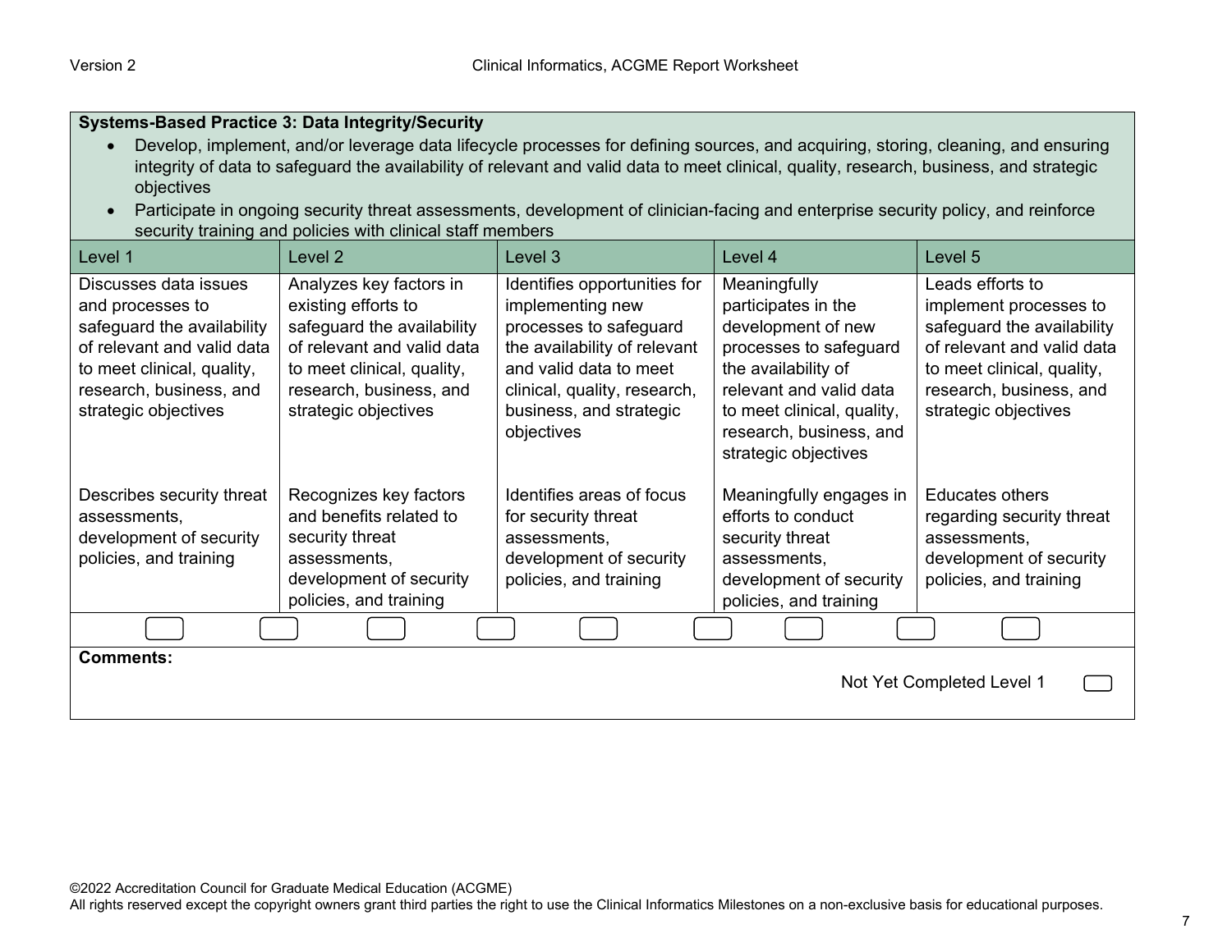**Systems-Based Practice 3: Data Integrity/Security**

- Develop, implement, and/or leverage data lifecycle processes for defining sources, and acquiring, storing, cleaning, and ensuring integrity of data to safeguard the availability of relevant and valid data to meet clinical, quality, research, business, and strategic objectives
- Participate in ongoing security threat assessments, development of clinician-facing and enterprise security policy, and reinforce security training and policies with clinical staff members

| Level 1 | Level 2 | Level 3 | Level 4 | Level 5 |
|---|---|---|---|---|
| Discusses data issues and processes to safeguard the availability of relevant and valid data to meet clinical, quality, research, business, and strategic objectives | Analyzes key factors in existing efforts to safeguard the availability of relevant and valid data to meet clinical, quality, research, business, and strategic objectives | Identifies opportunities for implementing new processes to safeguard the availability of relevant and valid data to meet clinical, quality, research, business, and strategic objectives | Meaningfully participates in the development of new processes to safeguard the availability of relevant and valid data to meet clinical, quality, research, business, and strategic objectives | Leads efforts to implement processes to safeguard the availability of relevant and valid data to meet clinical, quality, research, business, and strategic objectives |
| Describes security threat assessments, development of security policies, and training | Recognizes key factors and benefits related to security threat assessments, development of security policies, and training | Identifies areas of focus for security threat assessments, development of security policies, and training | Meaningfully engages in efforts to conduct security threat assessments, development of security policies, and training | Educates others regarding security threat assessments, development of security policies, and training |

**Comments:**

Not Yet Completed Level 1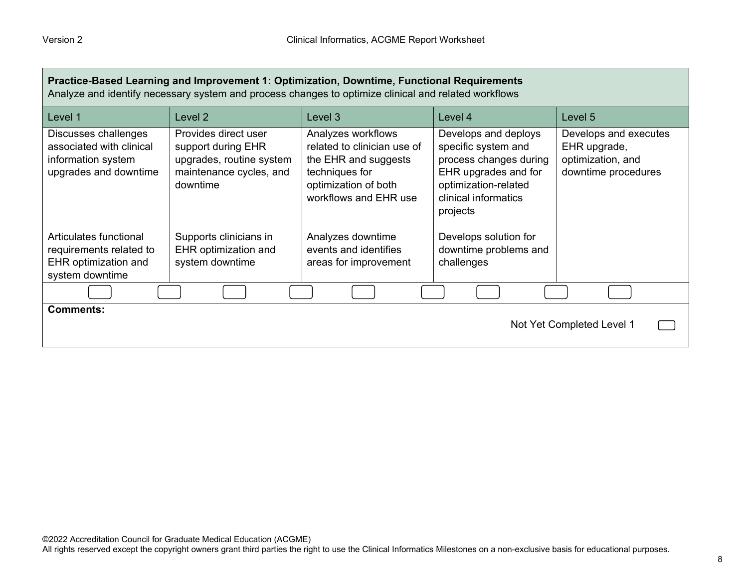**Practice-Based Learning and Improvement 1: Optimization, Downtime, Functional Requirements**
Analyze and identify necessary system and process changes to optimize clinical and related workflows

| Level 1 | Level 2 | Level 3 | Level 4 | Level 5 |
|---|---|---|---|---|
| Discusses challenges associated with clinical information system upgrades and downtime | Provides direct user support during EHR upgrades, routine system maintenance cycles, and downtime | Analyzes workflows related to clinician use of the EHR and suggests techniques for optimization of both workflows and EHR use | Develops and deploys specific system and process changes during EHR upgrades and for optimization-related clinical informatics projects | Develops and executes EHR upgrade, optimization, and downtime procedures |
| Articulates functional requirements related to EHR optimization and system downtime | Supports clinicians in EHR optimization and system downtime | Analyzes downtime events and identifies areas for improvement | Develops solution for downtime problems and challenges | |

**Comments:**

Not Yet Completed Level 1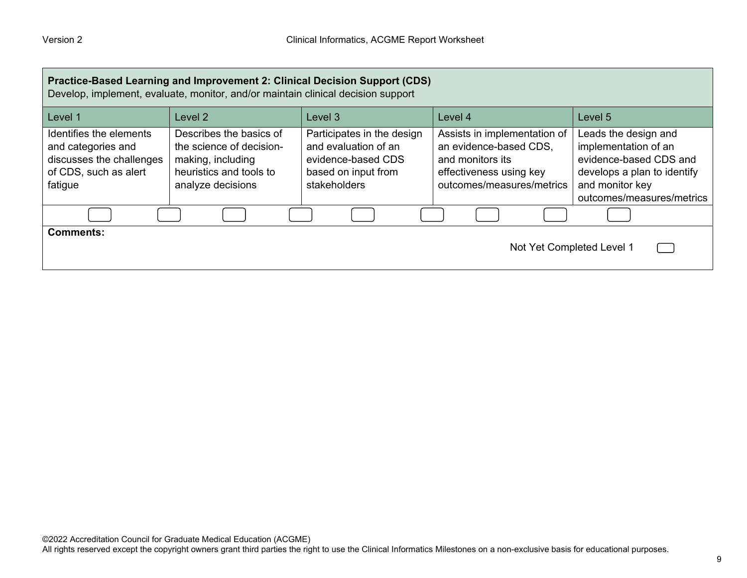**Practice-Based Learning and Improvement 2: Clinical Decision Support (CDS)**
Develop, implement, evaluate, monitor, and/or maintain clinical decision support

| Level 1 | Level 2 | Level 3 | Level 4 | Level 5 |
|---|---|---|---|---|
| Identifies the elements and categories and discusses the challenges of CDS, such as alert fatigue | Describes the basics of the science of decision-making, including heuristics and tools to analyze decisions | Participates in the design and evaluation of an evidence-based CDS based on input from stakeholders | Assists in implementation of an evidence-based CDS, and monitors its effectiveness using key outcomes/measures/metrics | Leads the design and implementation of an evidence-based CDS and develops a plan to identify and monitor key outcomes/measures/metrics |

**Comments:**

Not Yet Completed Level 1

©2022 Accreditation Council for Graduate Medical Education (ACGME)
All rights reserved except the copyright owners grant third parties the right to use the Clinical Informatics Milestones on a non-exclusive basis for educational purposes.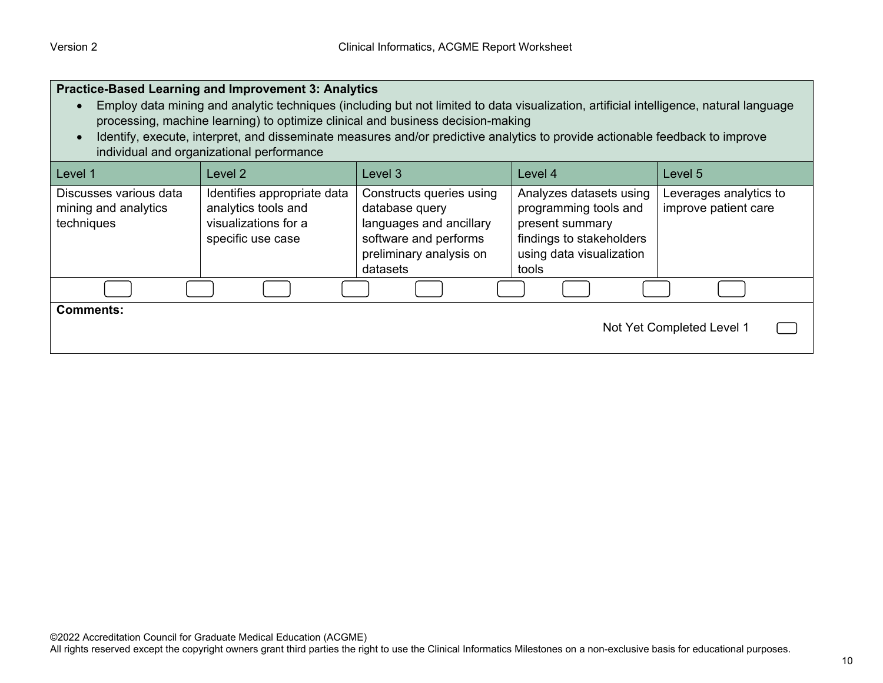**Practice-Based Learning and Improvement 3: Analytics**

- Employ data mining and analytic techniques (including but not limited to data visualization, artificial intelligence, natural language processing, machine learning) to optimize clinical and business decision-making
- Identify, execute, interpret, and disseminate measures and/or predictive analytics to provide actionable feedback to improve individual and organizational performance

| Level 1 | Level 2 | Level 3 | Level 4 | Level 5 |
|---|---|---|---|---|
| Discusses various data mining and analytics techniques | Identifies appropriate data analytics tools and visualizations for a specific use case | Constructs queries using database query languages and ancillary software and performs preliminary analysis on datasets | Analyzes datasets using programming tools and present summary findings to stakeholders using data visualization tools | Leverages analytics to improve patient care |

**Comments:**

Not Yet Completed Level 1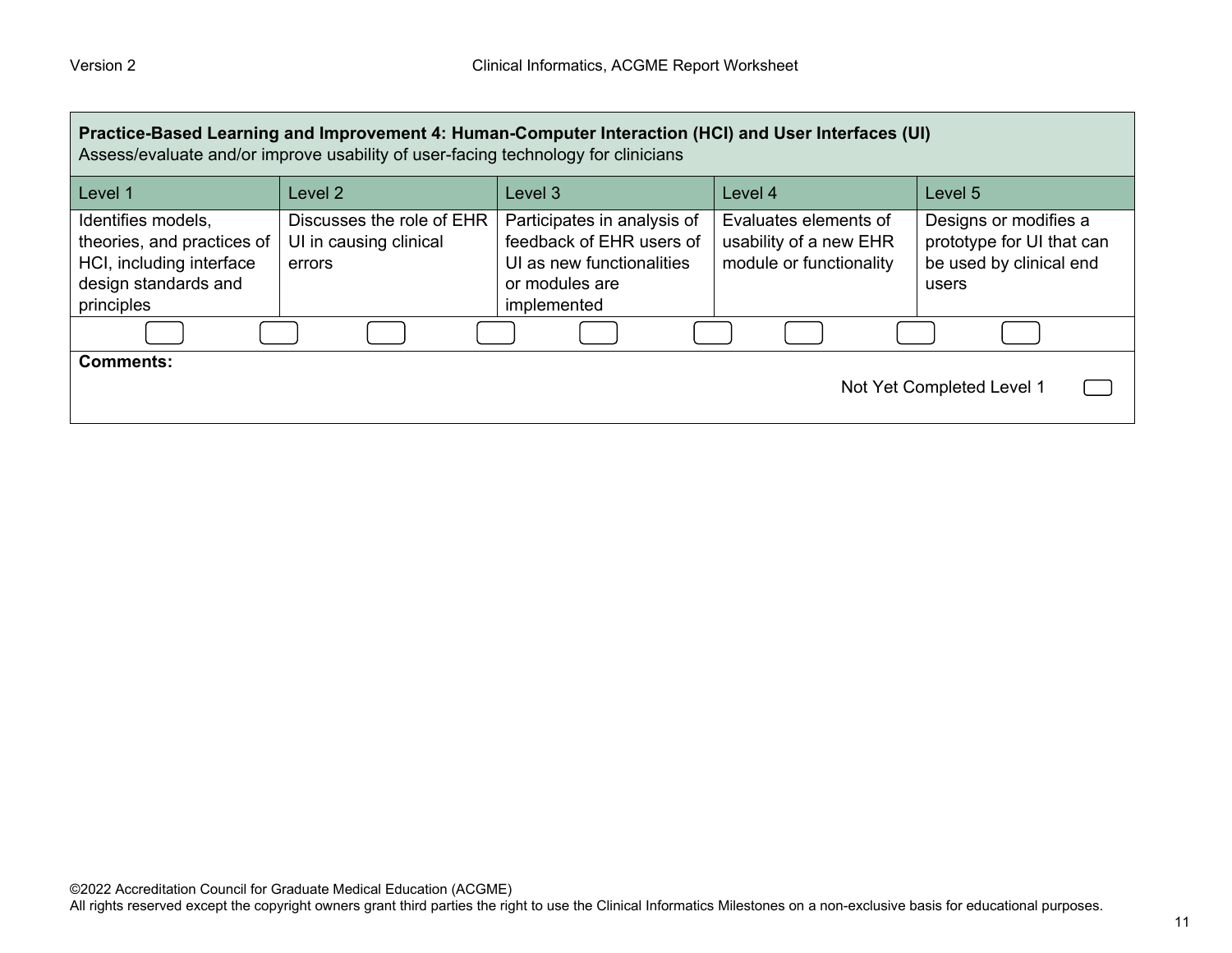| **Practice-Based Learning and Improvement 4: Human-Computer Interaction (HCI) and User Interfaces (UI)**<br>Assess/evaluate and/or improve usability of user-facing technology for clinicians | | | | |
|---|---|---|---|---|
| Level 1 | Level 2 | Level 3 | Level 4 | Level 5 |
| Identifies models, theories, and practices of HCI, including interface design standards and principles | Discusses the role of EHR UI in causing clinical errors | Participates in analysis of feedback of EHR users of UI as new functionalities or modules are implemented | Evaluates elements of usability of a new EHR module or functionality | Designs or modifies a prototype for UI that can be used by clinical end users |

**Comments:**

Not Yet Completed Level 1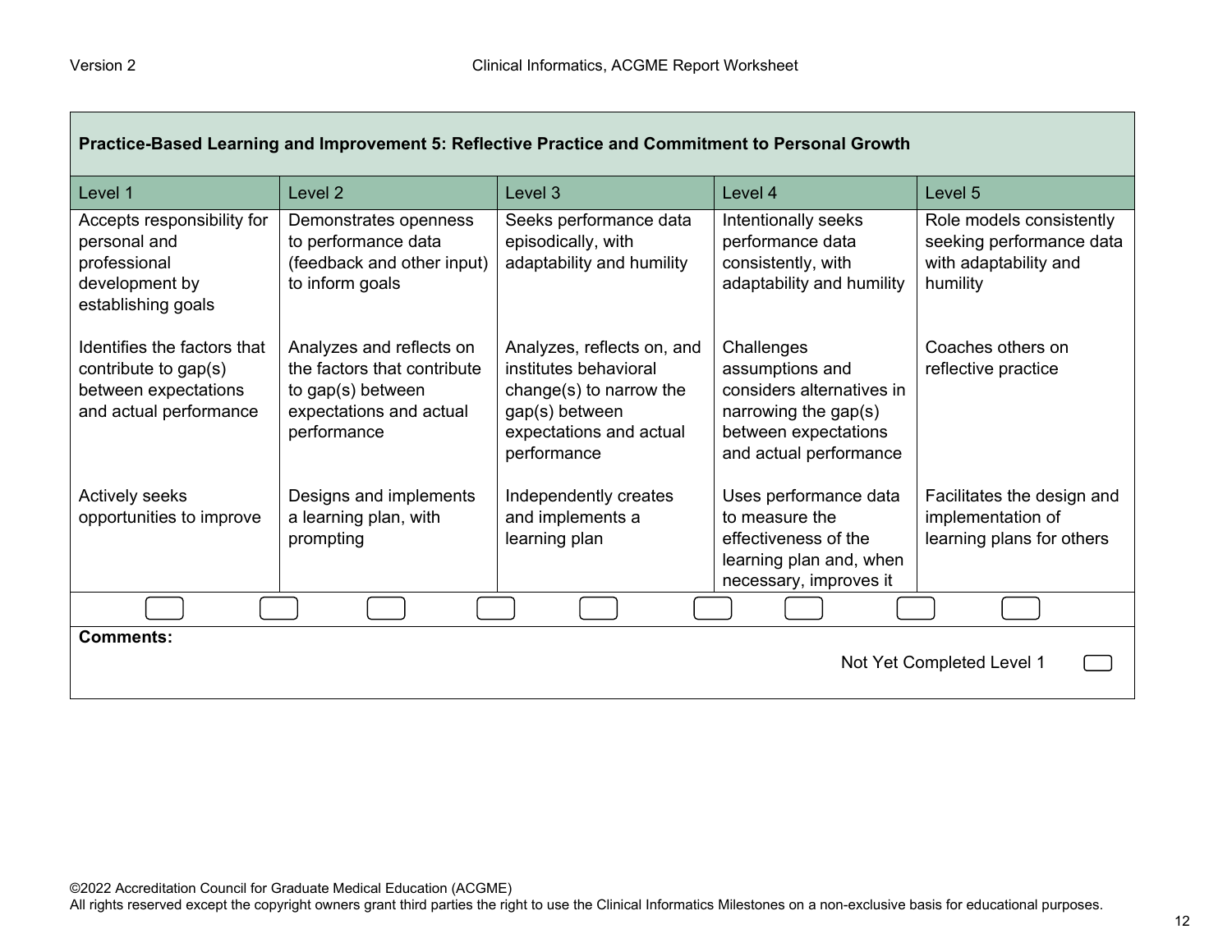| Practice-Based Learning and Improvement 5: Reflective Practice and Commitment to Personal Growth | | | | |
|---|---|---|---|---|
| Level 1 | Level 2 | Level 3 | Level 4 | Level 5 |
| Accepts responsibility for personal and professional development by establishing goals | Demonstrates openness to performance data (feedback and other input) to inform goals | Seeks performance data episodically, with adaptability and humility | Intentionally seeks performance data consistently, with adaptability and humility | Role models consistently seeking performance data with adaptability and humility |
| Identifies the factors that contribute to gap(s) between expectations and actual performance | Analyzes and reflects on the factors that contribute to gap(s) between expectations and actual performance | Analyzes, reflects on, and institutes behavioral change(s) to narrow the gap(s) between expectations and actual performance | Challenges assumptions and considers alternatives in narrowing the gap(s) between expectations and actual performance | Coaches others on reflective practice |
| Actively seeks opportunities to improve | Designs and implements a learning plan, with prompting | Independently creates and implements a learning plan | Uses performance data to measure the effectiveness of the learning plan and, when necessary, improves it | Facilitates the design and implementation of learning plans for others |

**Comments:**

Not Yet Completed Level 1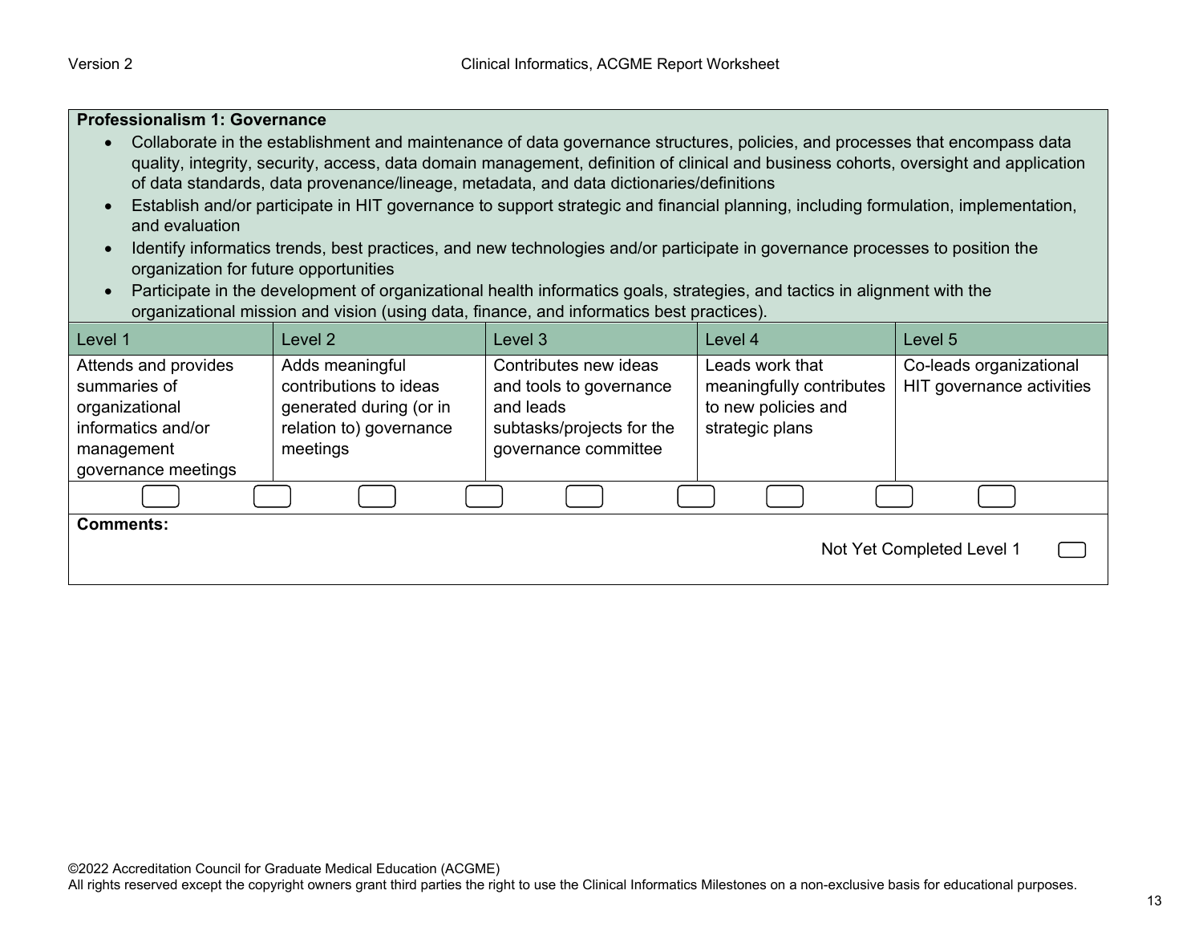**Professionalism 1: Governance**

- Collaborate in the establishment and maintenance of data governance structures, policies, and processes that encompass data quality, integrity, security, access, data domain management, definition of clinical and business cohorts, oversight and application of data standards, data provenance/lineage, metadata, and data dictionaries/definitions
- Establish and/or participate in HIT governance to support strategic and financial planning, including formulation, implementation, and evaluation
- Identify informatics trends, best practices, and new technologies and/or participate in governance processes to position the organization for future opportunities
- Participate in the development of organizational health informatics goals, strategies, and tactics in alignment with the organizational mission and vision (using data, finance, and informatics best practices).

| Level 1 | Level 2 | Level 3 | Level 4 | Level 5 |
|---|---|---|---|---|
| Attends and provides summaries of organizational informatics and/or management governance meetings | Adds meaningful contributions to ideas generated during (or in relation to) governance meetings | Contributes new ideas and tools to governance and leads subtasks/projects for the governance committee | Leads work that meaningfully contributes to new policies and strategic plans | Co-leads organizational HIT governance activities |

**Comments:**

Not Yet Completed Level 1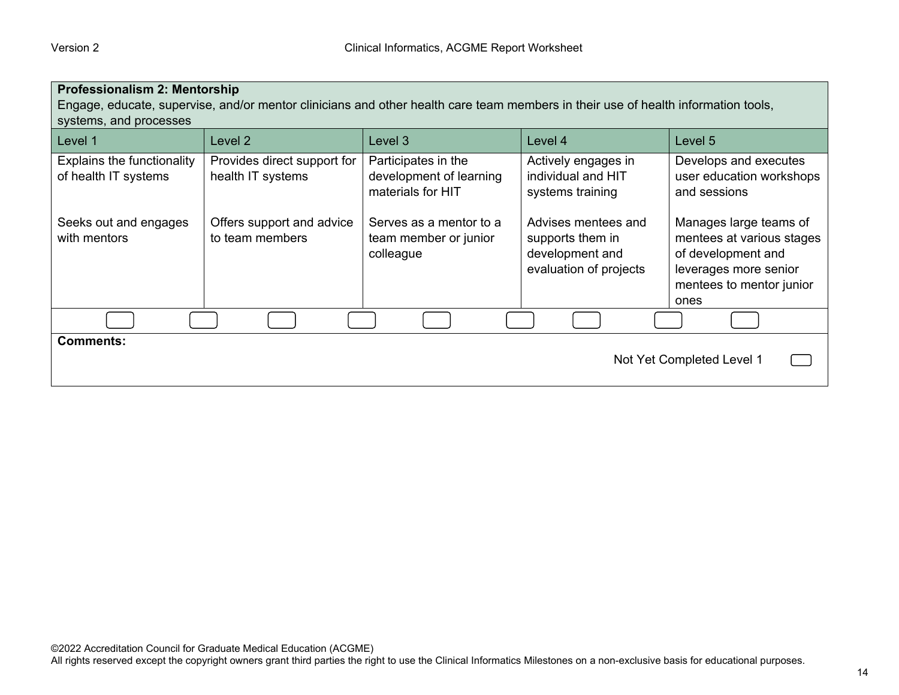| **Professionalism 2: Mentorship**<br>Engage, educate, supervise, and/or mentor clinicians and other health care team members in their use of health information tools, systems, and processes | | | | |
|---|---|---|---|---|
| Level 1 | Level 2 | Level 3 | Level 4 | Level 5 |
| Explains the functionality of health IT systems<br><br>Seeks out and engages with mentors | Provides direct support for health IT systems<br><br>Offers support and advice to team members | Participates in the development of learning materials for HIT<br><br>Serves as a mentor to a team member or junior colleague | Actively engages in individual and HIT systems training<br><br>Advises mentees and supports them in development and evaluation of projects | Develops and executes user education workshops and sessions<br><br>Manages large teams of mentees at various stages of development and leverages more senior mentees to mentor junior ones |

**Comments:**

Not Yet Completed Level 1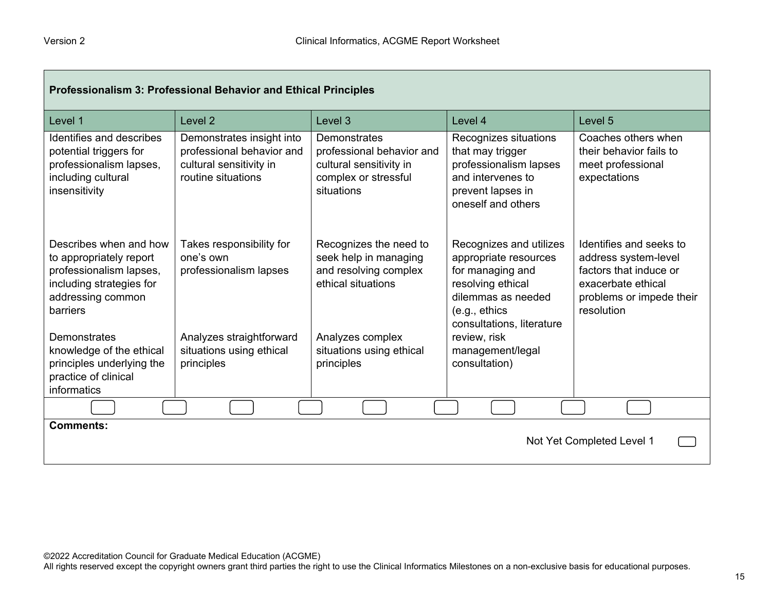| Professionalism 3: Professional Behavior and Ethical Principles | | | | |
|---|---|---|---|---|
| Level 1 | Level 2 | Level 3 | Level 4 | Level 5 |
| Identifies and describes potential triggers for professionalism lapses, including cultural insensitivity | Demonstrates insight into professional behavior and cultural sensitivity in routine situations | Demonstrates professional behavior and cultural sensitivity in complex or stressful situations | Recognizes situations that may trigger professionalism lapses and intervenes to prevent lapses in oneself and others | Coaches others when their behavior fails to meet professional expectations |
| Describes when and how to appropriately report professionalism lapses, including strategies for addressing common barriers | Takes responsibility for one's own professionalism lapses | Recognizes the need to seek help in managing and resolving complex ethical situations | Recognizes and utilizes appropriate resources for managing and resolving ethical dilemmas as needed (e.g., ethics consultations, literature review, risk management/legal consultation) | Identifies and seeks to address system-level factors that induce or exacerbate ethical problems or impede their resolution |
| Demonstrates knowledge of the ethical principles underlying the practice of clinical informatics | Analyzes straightforward situations using ethical principles | Analyzes complex situations using ethical principles | | |

**Comments:**

Not Yet Completed Level 1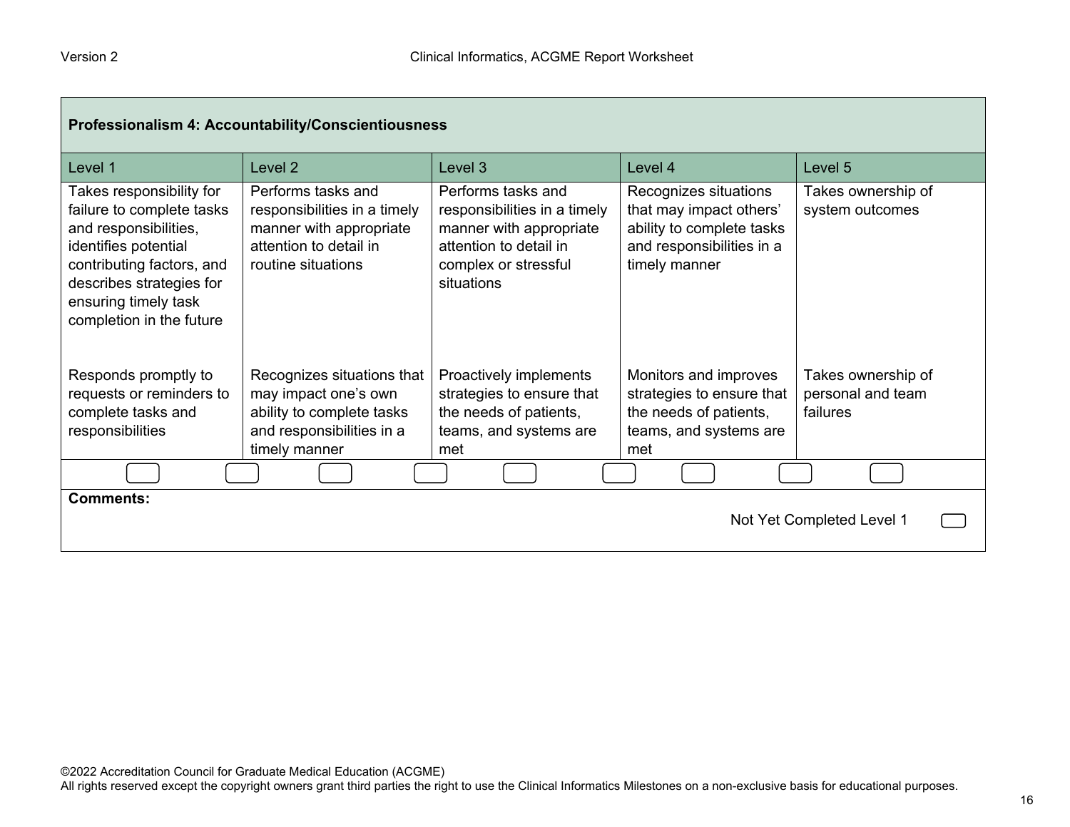**Professionalism 4: Accountability/Conscientiousness**

| Level 1 | Level 2 | Level 3 | Level 4 | Level 5 |
|---|---|---|---|---|
| Takes responsibility for failure to complete tasks and responsibilities, identifies potential contributing factors, and describes strategies for ensuring timely task completion in the future | Performs tasks and responsibilities in a timely manner with appropriate attention to detail in routine situations | Performs tasks and responsibilities in a timely manner with appropriate attention to detail in complex or stressful situations | Recognizes situations that may impact others' ability to complete tasks and responsibilities in a timely manner | Takes ownership of system outcomes |
| Responds promptly to requests or reminders to complete tasks and responsibilities | Recognizes situations that may impact one's own ability to complete tasks and responsibilities in a timely manner | Proactively implements strategies to ensure that the needs of patients, teams, and systems are met | Monitors and improves strategies to ensure that the needs of patients, teams, and systems are met | Takes ownership of personal and team failures |

**Comments:**

Not Yet Completed Level 1

©2022 Accreditation Council for Graduate Medical Education (ACGME)
All rights reserved except the copyright owners grant third parties the right to use the Clinical Informatics Milestones on a non-exclusive basis for educational purposes.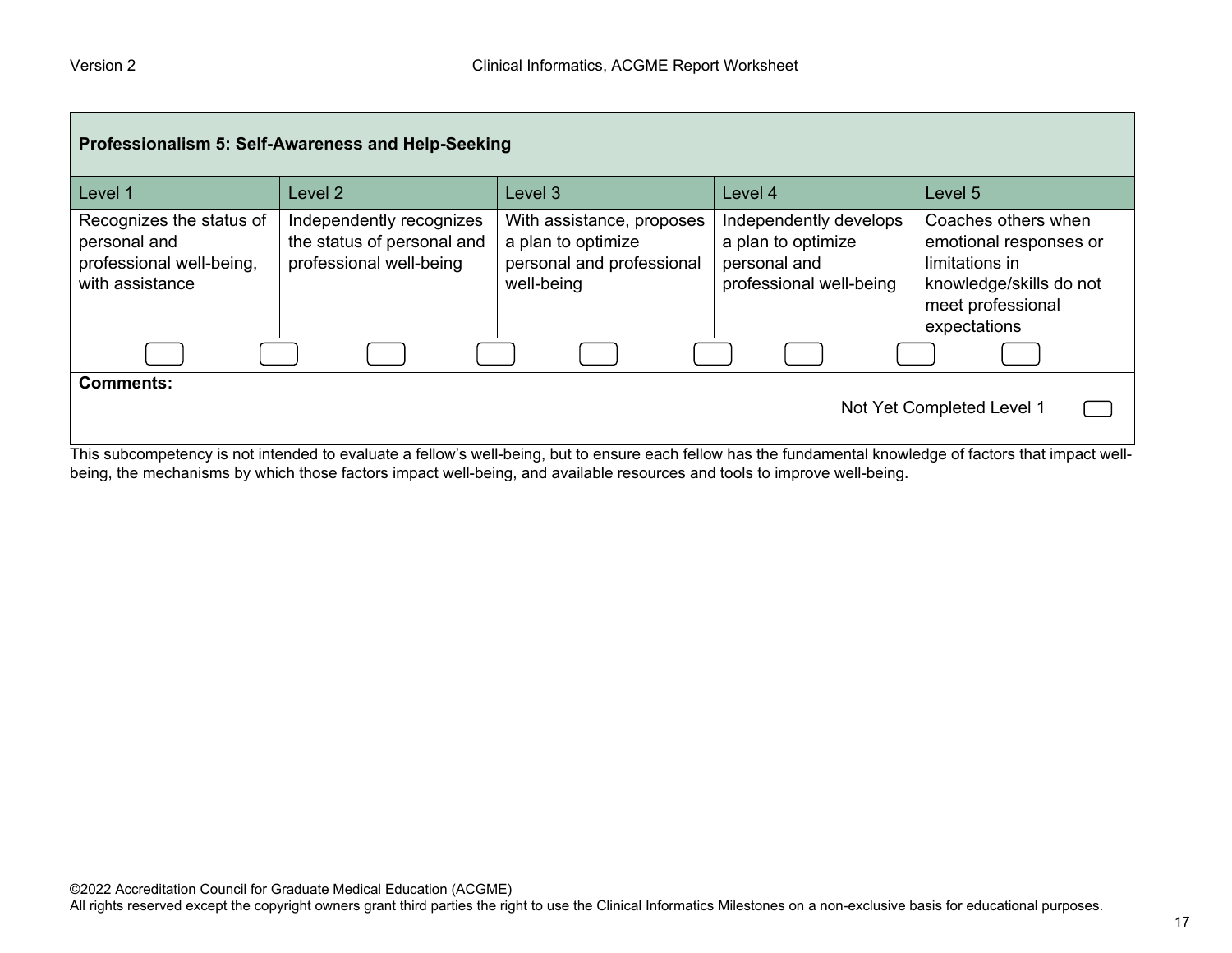| Professionalism 5: Self-Awareness and Help-Seeking | | | | |
|---|---|---|---|---|
| Level 1 | Level 2 | Level 3 | Level 4 | Level 5 |
| Recognizes the status of personal and professional well-being, with assistance | Independently recognizes the status of personal and professional well-being | With assistance, proposes a plan to optimize personal and professional well-being | Independently develops a plan to optimize personal and professional well-being | Coaches others when emotional responses or limitations in knowledge/skills do not meet professional expectations |

**Comments:**

Not Yet Completed Level 1

This subcompetency is not intended to evaluate a fellow's well-being, but to ensure each fellow has the fundamental knowledge of factors that impact well-being, the mechanisms by which those factors impact well-being, and available resources and tools to improve well-being.

©2022 Accreditation Council for Graduate Medical Education (ACGME)
All rights reserved except the copyright owners grant third parties the right to use the Clinical Informatics Milestones on a non-exclusive basis for educational purposes.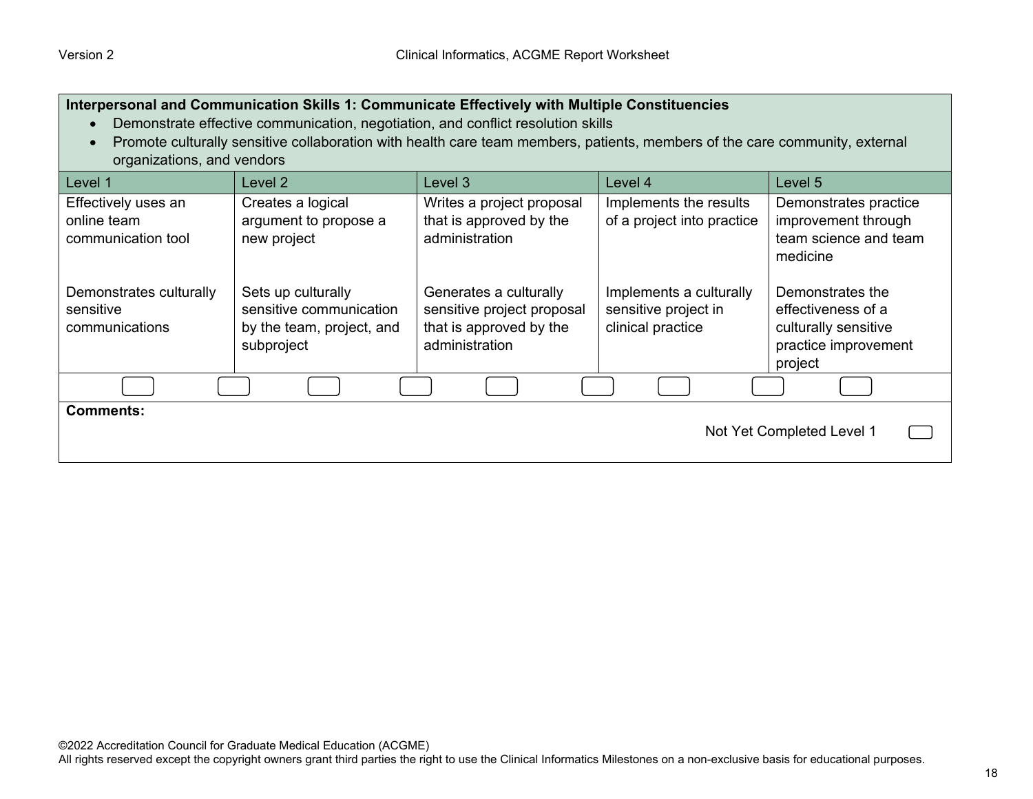**Interpersonal and Communication Skills 1: Communicate Effectively with Multiple Constituencies**

- Demonstrate effective communication, negotiation, and conflict resolution skills
- Promote culturally sensitive collaboration with health care team members, patients, members of the care community, external organizations, and vendors

| Level 1 | Level 2 | Level 3 | Level 4 | Level 5 |
|---|---|---|---|---|
| Effectively uses an online team communication tool | Creates a logical argument to propose a new project | Writes a project proposal that is approved by the administration | Implements the results of a project into practice | Demonstrates practice improvement through team science and team medicine |
| Demonstrates culturally sensitive communications | Sets up culturally sensitive communication by the team, project, and subproject | Generates a culturally sensitive project proposal that is approved by the administration | Implements a culturally sensitive project in clinical practice | Demonstrates the effectiveness of a culturally sensitive practice improvement project |

**Comments:**

Not Yet Completed Level 1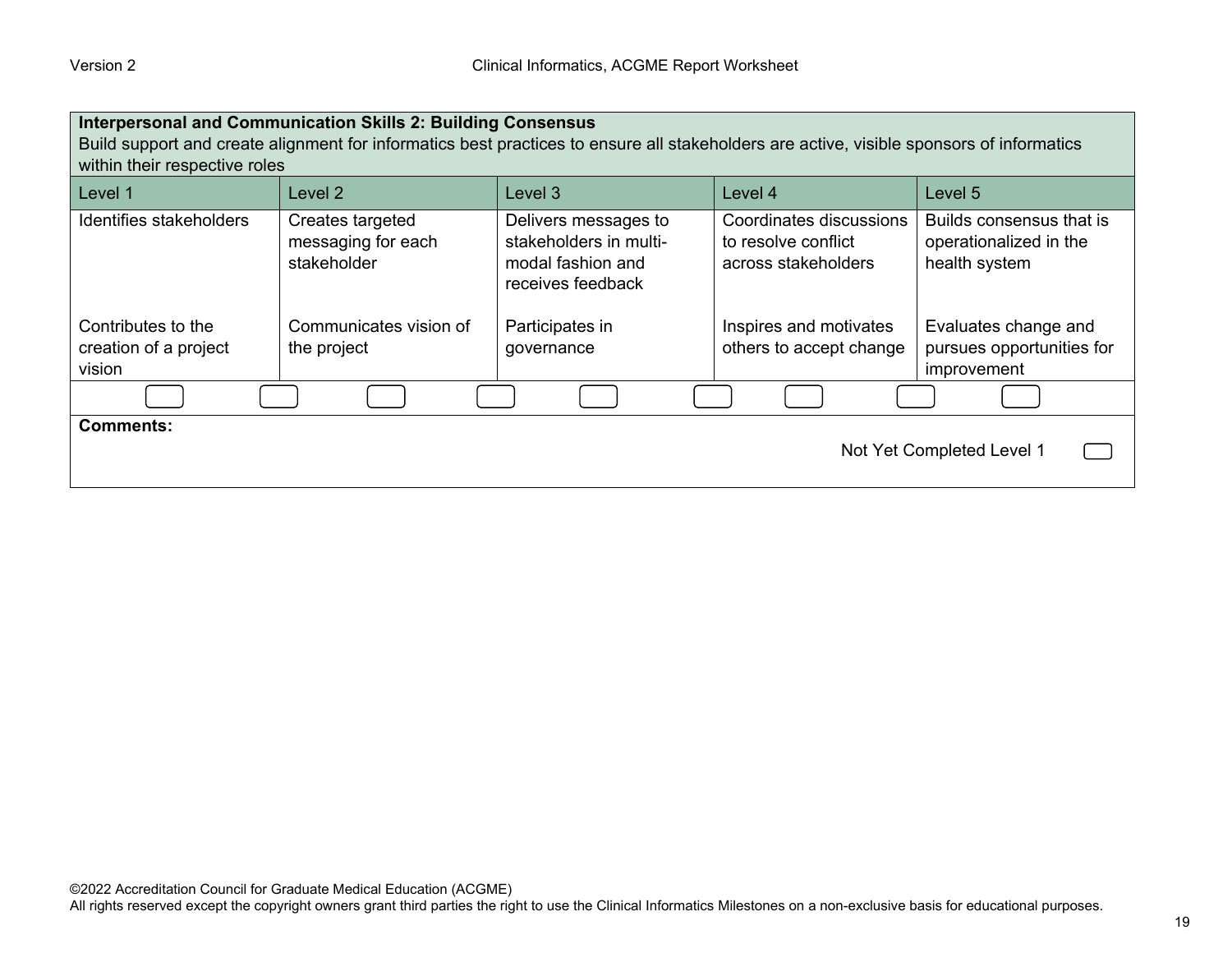| **Interpersonal and Communication Skills 2: Building Consensus**<br>Build support and create alignment for informatics best practices to ensure all stakeholders are active, visible sponsors of informatics within their respective roles | | | | |
|---|---|---|---|---|
| Level 1 | Level 2 | Level 3 | Level 4 | Level 5 |
| Identifies stakeholders | Creates targeted messaging for each stakeholder | Delivers messages to stakeholders in multi-modal fashion and receives feedback | Coordinates discussions to resolve conflict across stakeholders | Builds consensus that is operationalized in the health system |
| Contributes to the creation of a project vision | Communicates vision of the project | Participates in governance | Inspires and motivates others to accept change | Evaluates change and pursues opportunities for improvement |

**Comments:**

Not Yet Completed Level 1

©2022 Accreditation Council for Graduate Medical Education (ACGME)
All rights reserved except the copyright owners grant third parties the right to use the Clinical Informatics Milestones on a non-exclusive basis for educational purposes.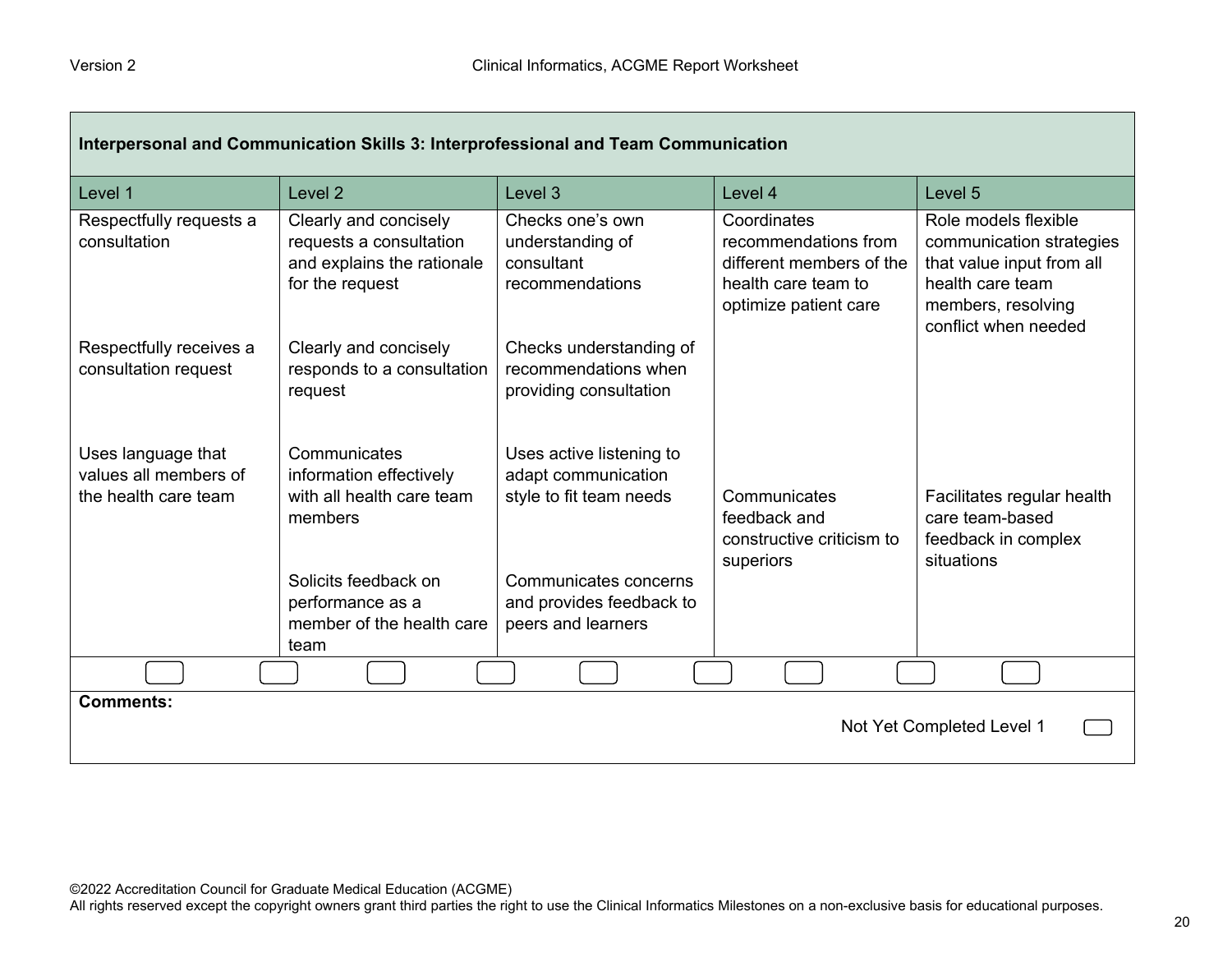| Interpersonal and Communication Skills 3: Interprofessional and Team Communication | | | | |
|---|---|---|---|---|
| **Level 1** | **Level 2** | **Level 3** | **Level 4** | **Level 5** |
| Respectfully requests a consultation | Clearly and concisely requests a consultation and explains the rationale for the request | Checks one's own understanding of consultant recommendations | Coordinates recommendations from different members of the health care team to optimize patient care | Role models flexible communication strategies that value input from all health care team members, resolving conflict when needed |
| Respectfully receives a consultation request | Clearly and concisely responds to a consultation request | Checks understanding of recommendations when providing consultation | | |
| Uses language that values all members of the health care team | Communicates information effectively with all health care team members | Uses active listening to adapt communication style to fit team needs | Communicates feedback and constructive criticism to superiors | Facilitates regular health care team-based feedback in complex situations |
| | Solicits feedback on performance as a member of the health care team | Communicates concerns and provides feedback to peers and learners | | |

**Comments:**

Not Yet Completed Level 1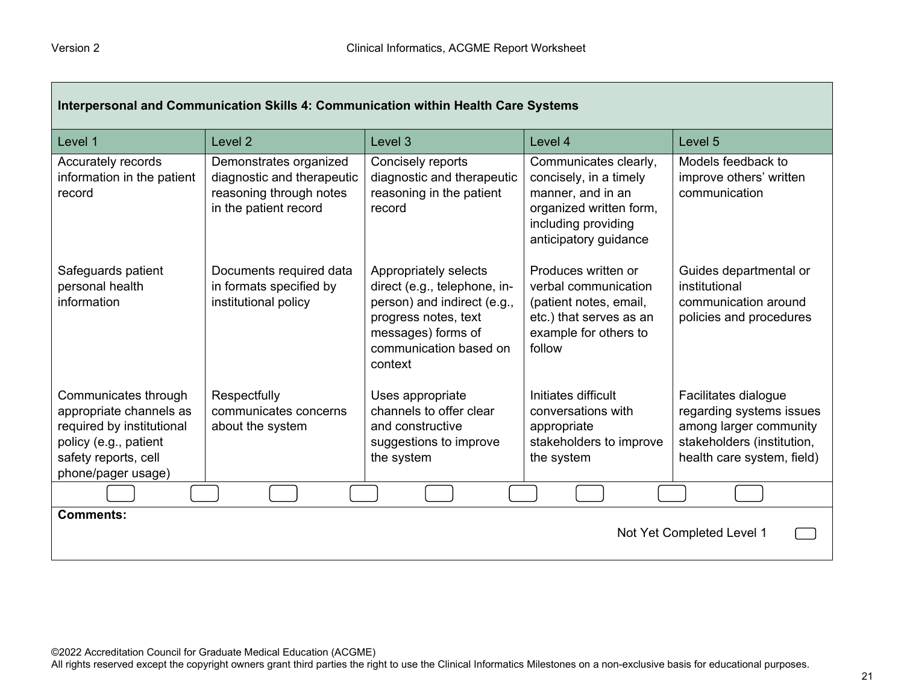| Interpersonal and Communication Skills 4: Communication within Health Care Systems | | | | |
|---|---|---|---|---|
| Level 1 | Level 2 | Level 3 | Level 4 | Level 5 |
| Accurately records information in the patient record | Demonstrates organized diagnostic and therapeutic reasoning through notes in the patient record | Concisely reports diagnostic and therapeutic reasoning in the patient record | Communicates clearly, concisely, in a timely manner, and in an organized written form, including providing anticipatory guidance | Models feedback to improve others' written communication |
| Safeguards patient personal health information | Documents required data in formats specified by institutional policy | Appropriately selects direct (e.g., telephone, in-person) and indirect (e.g., progress notes, text messages) forms of communication based on context | Produces written or verbal communication (patient notes, email, etc.) that serves as an example for others to follow | Guides departmental or institutional communication around policies and procedures |
| Communicates through appropriate channels as required by institutional policy (e.g., patient safety reports, cell phone/pager usage) | Respectfully communicates concerns about the system | Uses appropriate channels to offer clear and constructive suggestions to improve the system | Initiates difficult conversations with appropriate stakeholders to improve the system | Facilitates dialogue regarding systems issues among larger community stakeholders (institution, health care system, field) |

**Comments:**

Not Yet Completed Level 1

©2022 Accreditation Council for Graduate Medical Education (ACGME)
All rights reserved except the copyright owners grant third parties the right to use the Clinical Informatics Milestones on a non-exclusive basis for educational purposes.